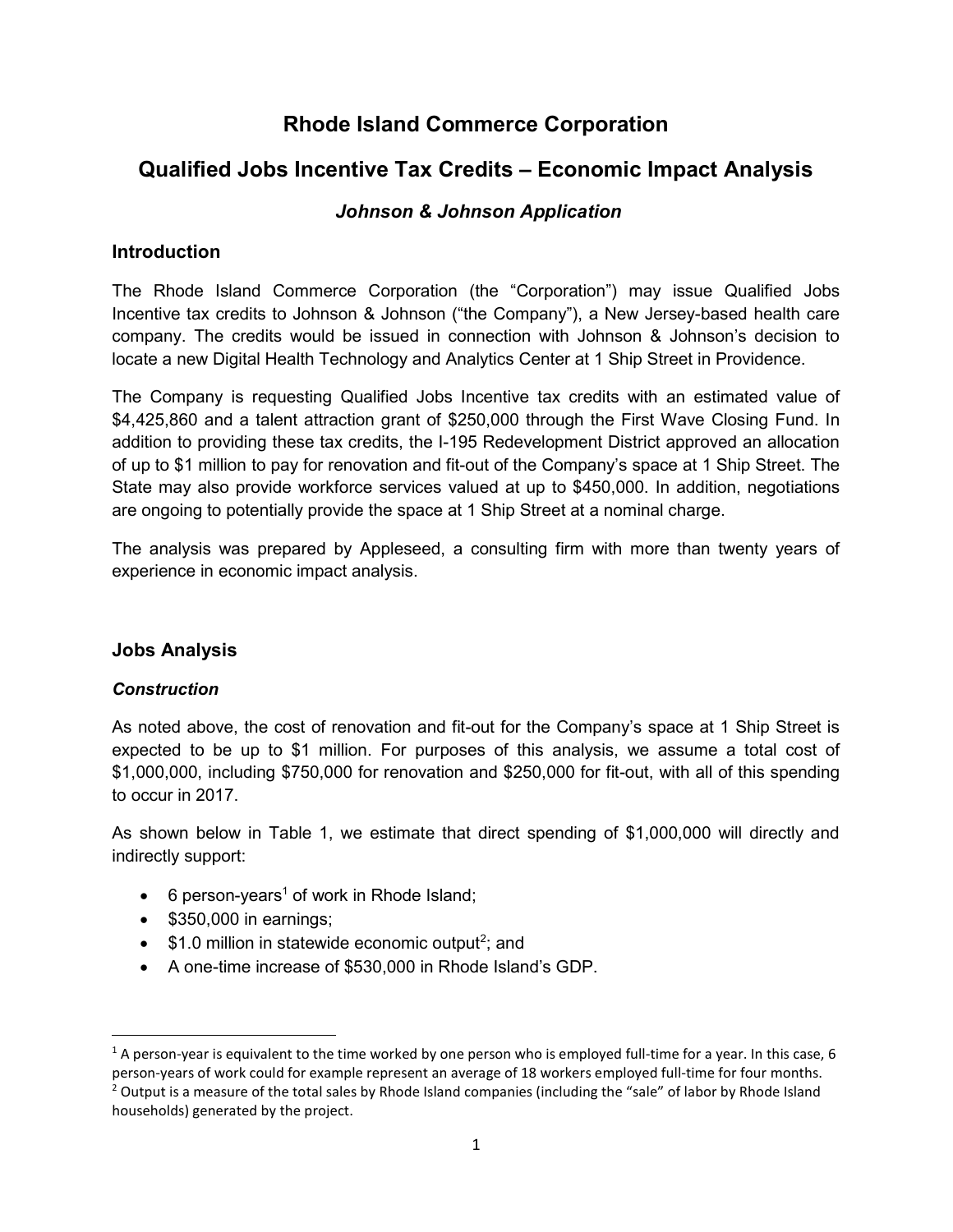# Rhode Island Commerce Corporation

# Qualified Jobs Incentive Tax Credits – Economic Impact Analysis

### *Johnson & Johnson Application*

## Introduction

The Rhode Island Commerce Corporation (the "Corporation") may issue Qualified Jobs Incentive tax credits to Johnson & Johnson ("the Company"), a New Jersey-based health care company. The credits would be issued in connection with Johnson & Johnson's decision to locate a new Digital Health Technology and Analytics Center at 1 Ship Street in Providence.

The Company is requesting Qualified Jobs Incentive tax credits with an estimated value of $4,425,860 and a talent attraction grant of $250,000 through the First Wave Closing Fund. In addition to providing these tax credits, the I-195 Redevelopment District approved an allocation of up to $1 million to pay for renovation and fit-out of the Company's space at 1 Ship Street. The State may also provide workforce services valued at up to $450,000. In addition, negotiations are ongoing to potentially provide the space at 1 Ship Street at a nominal charge.

The analysis was prepared by Appleseed, a consulting firm with more than twenty years of experience in economic impact analysis.

## Jobs Analysis

### *Construction*

As noted above, the cost of renovation and fit-out for the Company's space at 1 Ship Street is expected to be up to $1 million. For purposes of this analysis, we assume a total cost of $1,000,000, including $750,000 for renovation and $250,000 for fit-out, with all of this spending to occur in 2017.

As shown below in Table 1, we estimate that direct spending of $1,000,000 will directly and indirectly support:

- 6 person-years[1] of work in Rhode Island;
- $350,000 in earnings;
- $1.0 million in statewide economic output[2]; and
- A one-time increase of $530,000 in Rhode Island's GDP.

---

[1] A person-year is equivalent to the time worked by one person who is employed full-time for a year. In this case, 6 person-years of work could for example represent an average of 18 workers employed full-time for four months.

[2] Output is a measure of the total sales by Rhode Island companies (including the "sale" of labor by Rhode Island households) generated by the project.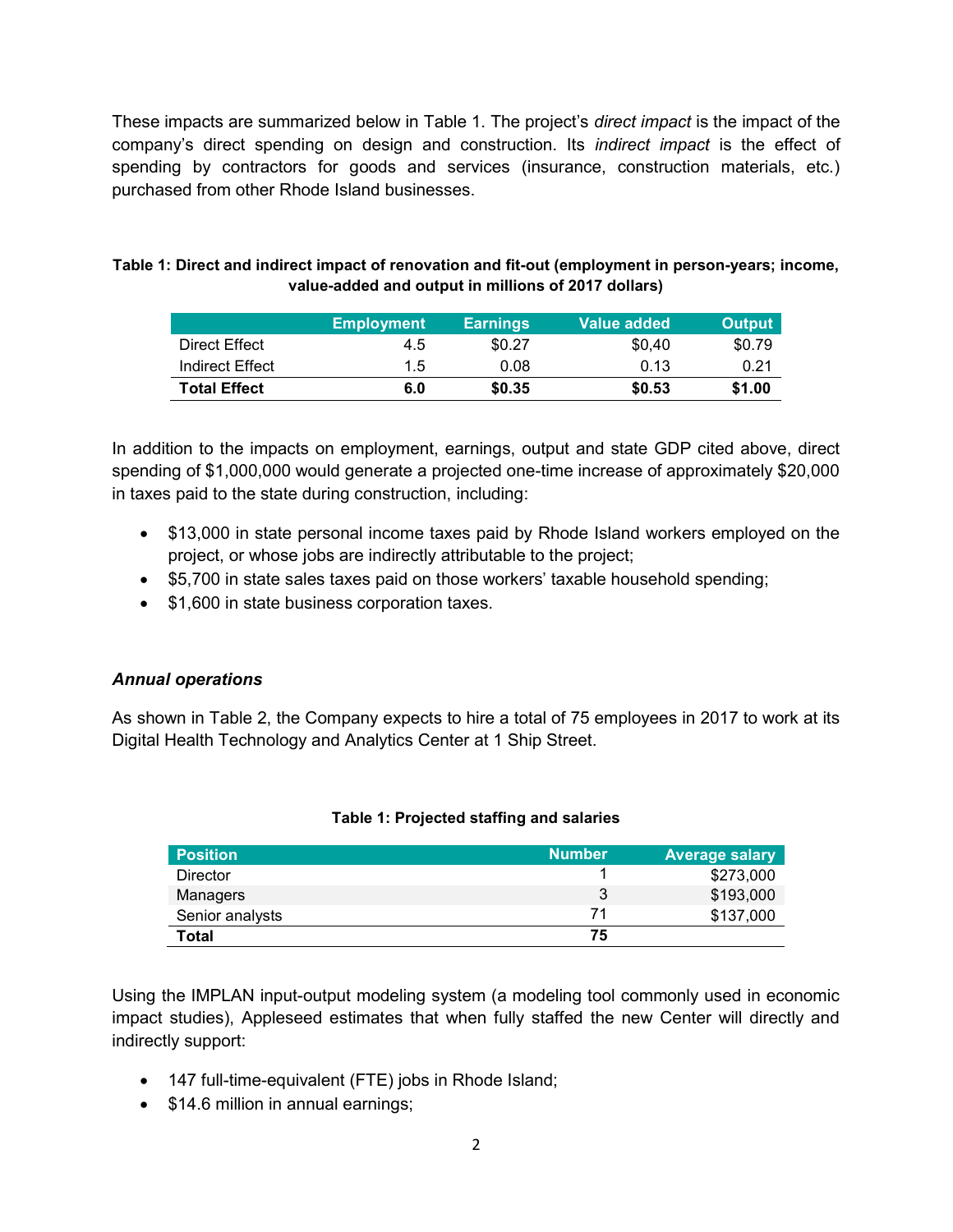These impacts are summarized below in Table 1. The project's *direct impact* is the impact of the company's direct spending on design and construction. Its *indirect impact* is the effect of spending by contractors for goods and services (insurance, construction materials, etc.) purchased from other Rhode Island businesses.

**Table 1: Direct and indirect impact of renovation and fit-out (employment in person-years; income, value-added and output in millions of 2017 dollars)**

| | Employment | Earnings | Value added | Output |
|---|---|---|---|---|
| Direct Effect | 4.5 | $0.27 | $0,40 | $0.79 |
| Indirect Effect | 1.5 | 0.08 | 0.13 | 0.21 |
| **Total Effect** | **6.0** | **$0.35** | **$0.53** | **$1.00** |

In addition to the impacts on employment, earnings, output and state GDP cited above, direct spending of $1,000,000 would generate a projected one-time increase of approximately $20,000 in taxes paid to the state during construction, including:

- $13,000 in state personal income taxes paid by Rhode Island workers employed on the project, or whose jobs are indirectly attributable to the project;
- $5,700 in state sales taxes paid on those workers' taxable household spending;
- $1,600 in state business corporation taxes.

### *Annual operations*

As shown in Table 2, the Company expects to hire a total of 75 employees in 2017 to work at its Digital Health Technology and Analytics Center at 1 Ship Street.

**Table 1: Projected staffing and salaries**

| Position | Number | Average salary |
|---|---|---|
| Director | 1 | $273,000 |
| Managers | 3 | $193,000 |
| Senior analysts | 71 | $137,000 |
| **Total** | **75** | |

Using the IMPLAN input-output modeling system (a modeling tool commonly used in economic impact studies), Appleseed estimates that when fully staffed the new Center will directly and indirectly support:

- 147 full-time-equivalent (FTE) jobs in Rhode Island;
- $14.6 million in annual earnings;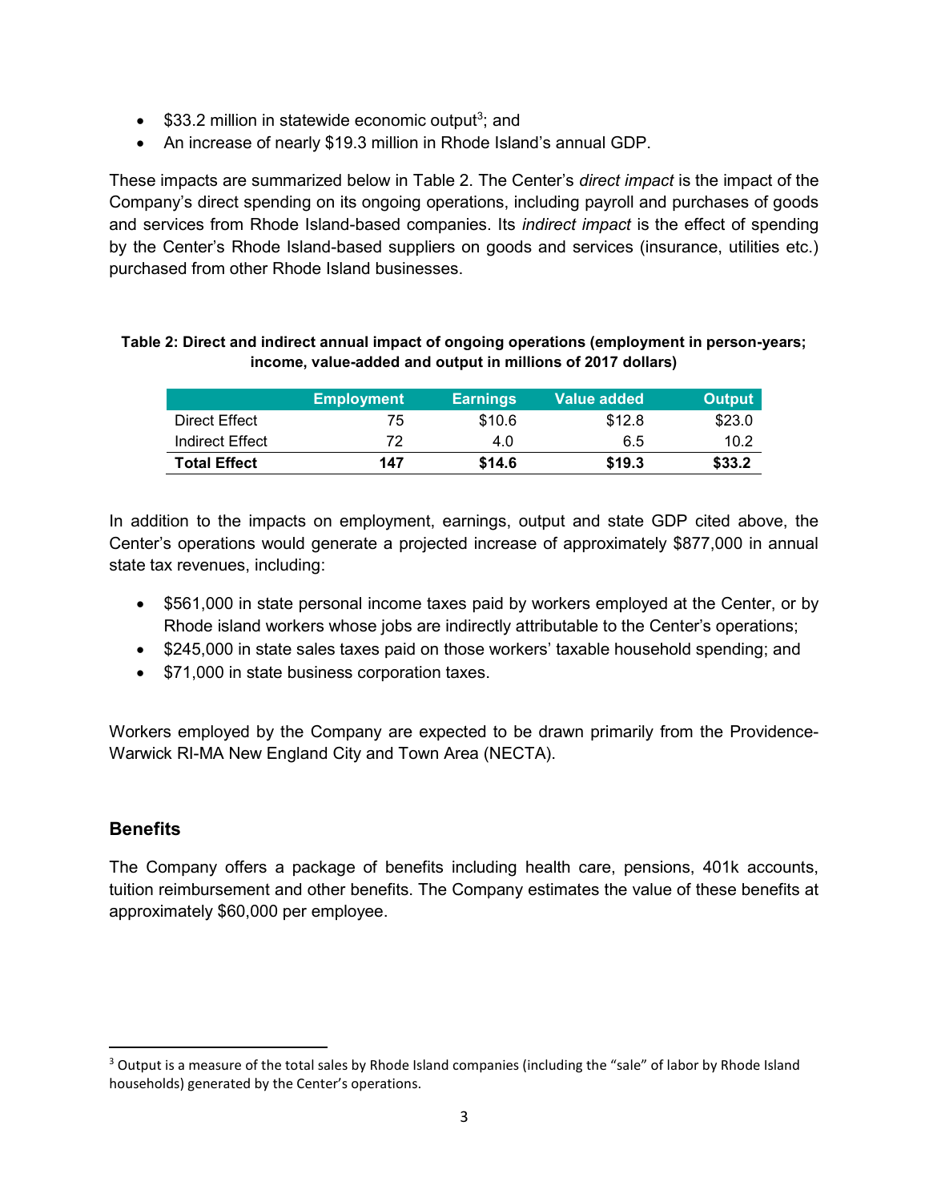- $33.2 million in statewide economic output[3]; and
- An increase of nearly $19.3 million in Rhode Island's annual GDP.

These impacts are summarized below in Table 2. The Center's *direct impact* is the impact of the Company's direct spending on its ongoing operations, including payroll and purchases of goods and services from Rhode Island-based companies. Its *indirect impact* is the effect of spending by the Center's Rhode Island-based suppliers on goods and services (insurance, utilities etc.) purchased from other Rhode Island businesses.

**Table 2: Direct and indirect annual impact of ongoing operations (employment in person-years; income, value-added and output in millions of 2017 dollars)**

| | Employment | Earnings | Value added | Output |
|---|---|---|---|---|
| Direct Effect | 75 | $10.6 | $12.8 | $23.0 |
| Indirect Effect | 72 | 4.0 | 6.5 | 10.2 |
| **Total Effect** | **147** | **$14.6** | **$19.3** | **$33.2** |

In addition to the impacts on employment, earnings, output and state GDP cited above, the Center's operations would generate a projected increase of approximately $877,000 in annual state tax revenues, including:

- $561,000 in state personal income taxes paid by workers employed at the Center, or by Rhode island workers whose jobs are indirectly attributable to the Center's operations;
- $245,000 in state sales taxes paid on those workers' taxable household spending; and
- $71,000 in state business corporation taxes.

Workers employed by the Company are expected to be drawn primarily from the Providence-Warwick RI-MA New England City and Town Area (NECTA).

## Benefits

The Company offers a package of benefits including health care, pensions, 401k accounts, tuition reimbursement and other benefits. The Company estimates the value of these benefits at approximately $60,000 per employee.

[3] Output is a measure of the total sales by Rhode Island companies (including the "sale" of labor by Rhode Island households) generated by the Center's operations.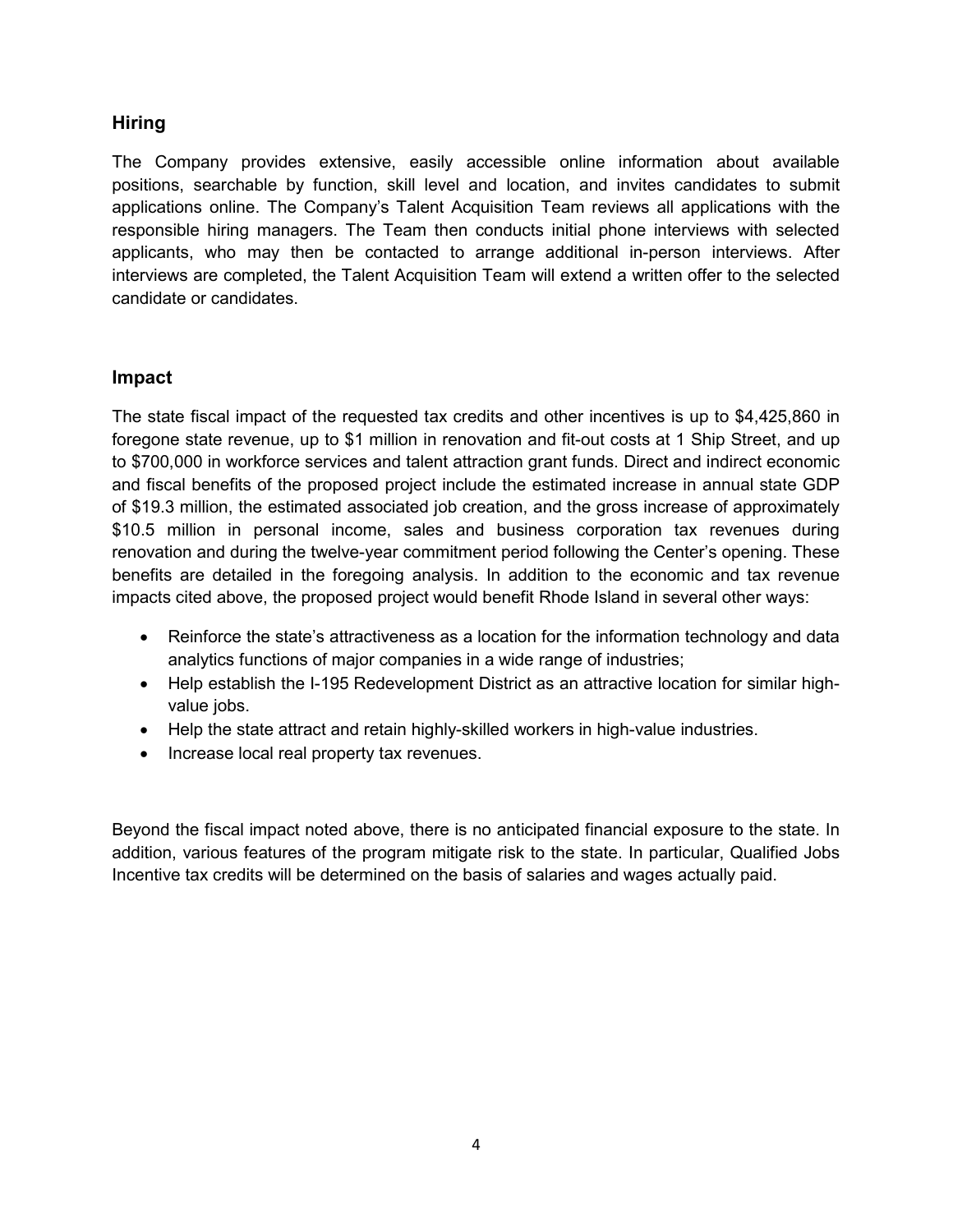## Hiring

The Company provides extensive, easily accessible online information about available positions, searchable by function, skill level and location, and invites candidates to submit applications online. The Company's Talent Acquisition Team reviews all applications with the responsible hiring managers. The Team then conducts initial phone interviews with selected applicants, who may then be contacted to arrange additional in-person interviews. After interviews are completed, the Talent Acquisition Team will extend a written offer to the selected candidate or candidates.

## Impact

The state fiscal impact of the requested tax credits and other incentives is up to $4,425,860 in foregone state revenue, up to $1 million in renovation and fit-out costs at 1 Ship Street, and up to $700,000 in workforce services and talent attraction grant funds. Direct and indirect economic and fiscal benefits of the proposed project include the estimated increase in annual state GDP of $19.3 million, the estimated associated job creation, and the gross increase of approximately $10.5 million in personal income, sales and business corporation tax revenues during renovation and during the twelve-year commitment period following the Center's opening. These benefits are detailed in the foregoing analysis. In addition to the economic and tax revenue impacts cited above, the proposed project would benefit Rhode Island in several other ways:

- Reinforce the state's attractiveness as a location for the information technology and data analytics functions of major companies in a wide range of industries;
- Help establish the I-195 Redevelopment District as an attractive location for similar high-value jobs.
- Help the state attract and retain highly-skilled workers in high-value industries.
- Increase local real property tax revenues.

Beyond the fiscal impact noted above, there is no anticipated financial exposure to the state. In addition, various features of the program mitigate risk to the state. In particular, Qualified Jobs Incentive tax credits will be determined on the basis of salaries and wages actually paid.